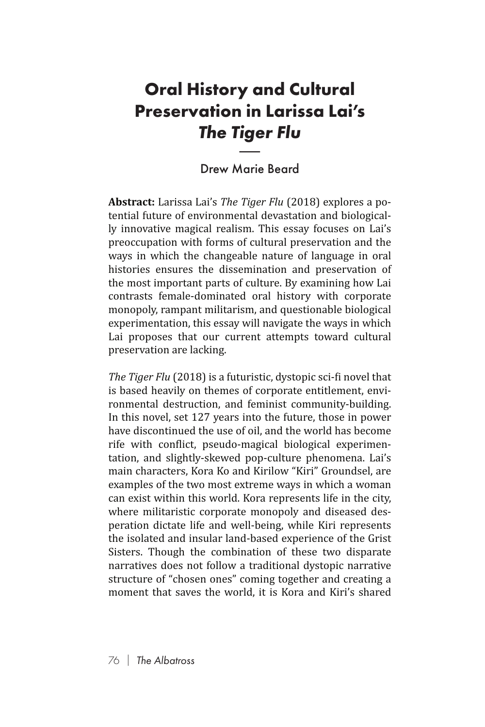# Oral History and Cultural Preservation in Larissa Lai's *The Tiger Flu*

Drew Marie Beard

**Abstract:** Larissa Lai's *The Tiger Flu* (2018) explores a potential future of environmental devastation and biologically innovative magical realism. This essay focuses on Lai's preoccupation with forms of cultural preservation and the ways in which the changeable nature of language in oral histories ensures the dissemination and preservation of the most important parts of culture. By examining how Lai contrasts female-dominated oral history with corporate monopoly, rampant militarism, and questionable biological experimentation, this essay will navigate the ways in which Lai proposes that our current attempts toward cultural preservation are lacking.

*The Tiger Flu* (2018) is a futuristic, dystopic sci-fi novel that is based heavily on themes of corporate entitlement, environmental destruction, and feminist community-building. In this novel, set 127 years into the future, those in power have discontinued the use of oil, and the world has become rife with conflict, pseudo-magical biological experimentation, and slightly-skewed pop-culture phenomena. Lai's main characters, Kora Ko and Kirilow "Kiri" Groundsel, are examples of the two most extreme ways in which a woman can exist within this world. Kora represents life in the city, where militaristic corporate monopoly and diseased desperation dictate life and well-being, while Kiri represents the isolated and insular land-based experience of the Grist Sisters. Though the combination of these two disparate narratives does not follow a traditional dystopic narrative structure of "chosen ones" coming together and creating a moment that saves the world, it is Kora and Kiri's shared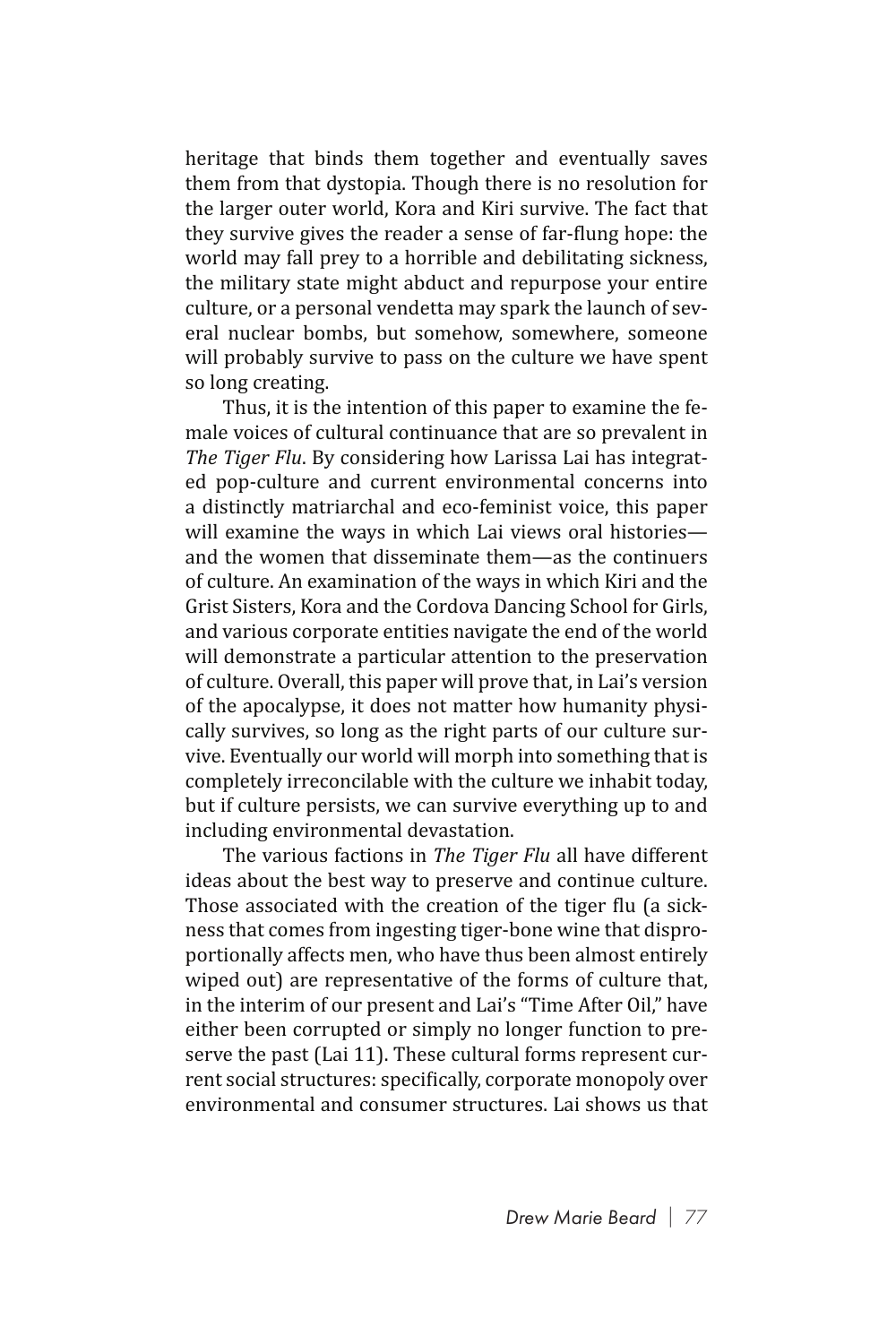heritage that binds them together and eventually saves them from that dystopia. Though there is no resolution for the larger outer world, Kora and Kiri survive. The fact that they survive gives the reader a sense of far-flung hope: the world may fall prey to a horrible and debilitating sickness, the military state might abduct and repurpose your entire culture, or a personal vendetta may spark the launch of several nuclear bombs, but somehow, somewhere, someone will probably survive to pass on the culture we have spent so long creating.

Thus, it is the intention of this paper to examine the female voices of cultural continuance that are so prevalent in *The Tiger Flu*. By considering how Larissa Lai has integrated pop-culture and current environmental concerns into a distinctly matriarchal and eco-feminist voice, this paper will examine the ways in which Lai views oral histories—and the women that disseminate them—as the continuers of culture. An examination of the ways in which Kiri and the Grist Sisters, Kora and the Cordova Dancing School for Girls, and various corporate entities navigate the end of the world will demonstrate a particular attention to the preservation of culture. Overall, this paper will prove that, in Lai's version of the apocalypse, it does not matter how humanity physically survives, so long as the right parts of our culture survive. Eventually our world will morph into something that is completely irreconcilable with the culture we inhabit today, but if culture persists, we can survive everything up to and including environmental devastation.

The various factions in *The Tiger Flu* all have different ideas about the best way to preserve and continue culture. Those associated with the creation of the tiger flu (a sickness that comes from ingesting tiger-bone wine that disproportionally affects men, who have thus been almost entirely wiped out) are representative of the forms of culture that, in the interim of our present and Lai's "Time After Oil," have either been corrupted or simply no longer function to preserve the past (Lai 11). These cultural forms represent current social structures: specifically, corporate monopoly over environmental and consumer structures. Lai shows us that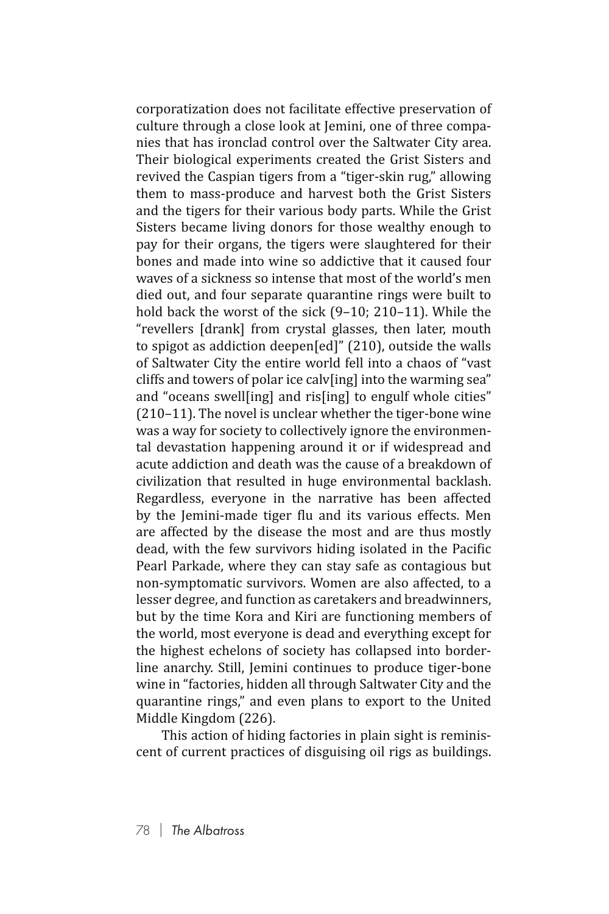corporatization does not facilitate effective preservation of culture through a close look at Jemini, one of three companies that has ironclad control over the Saltwater City area. Their biological experiments created the Grist Sisters and revived the Caspian tigers from a "tiger-skin rug," allowing them to mass-produce and harvest both the Grist Sisters and the tigers for their various body parts. While the Grist Sisters became living donors for those wealthy enough to pay for their organs, the tigers were slaughtered for their bones and made into wine so addictive that it caused four waves of a sickness so intense that most of the world's men died out, and four separate quarantine rings were built to hold back the worst of the sick (9–10; 210–11). While the "revellers [drank] from crystal glasses, then later, mouth to spigot as addiction deepen[ed]" (210), outside the walls of Saltwater City the entire world fell into a chaos of "vast cliffs and towers of polar ice calv[ing] into the warming sea" and "oceans swell[ing] and ris[ing] to engulf whole cities" (210–11). The novel is unclear whether the tiger-bone wine was a way for society to collectively ignore the environmental devastation happening around it or if widespread and acute addiction and death was the cause of a breakdown of civilization that resulted in huge environmental backlash. Regardless, everyone in the narrative has been affected by the Jemini-made tiger flu and its various effects. Men are affected by the disease the most and are thus mostly dead, with the few survivors hiding isolated in the Pacific Pearl Parkade, where they can stay safe as contagious but non-symptomatic survivors. Women are also affected, to a lesser degree, and function as caretakers and breadwinners, but by the time Kora and Kiri are functioning members of the world, most everyone is dead and everything except for the highest echelons of society has collapsed into borderline anarchy. Still, Jemini continues to produce tiger-bone wine in "factories, hidden all through Saltwater City and the quarantine rings," and even plans to export to the United Middle Kingdom (226).

This action of hiding factories in plain sight is reminiscent of current practices of disguising oil rigs as buildings.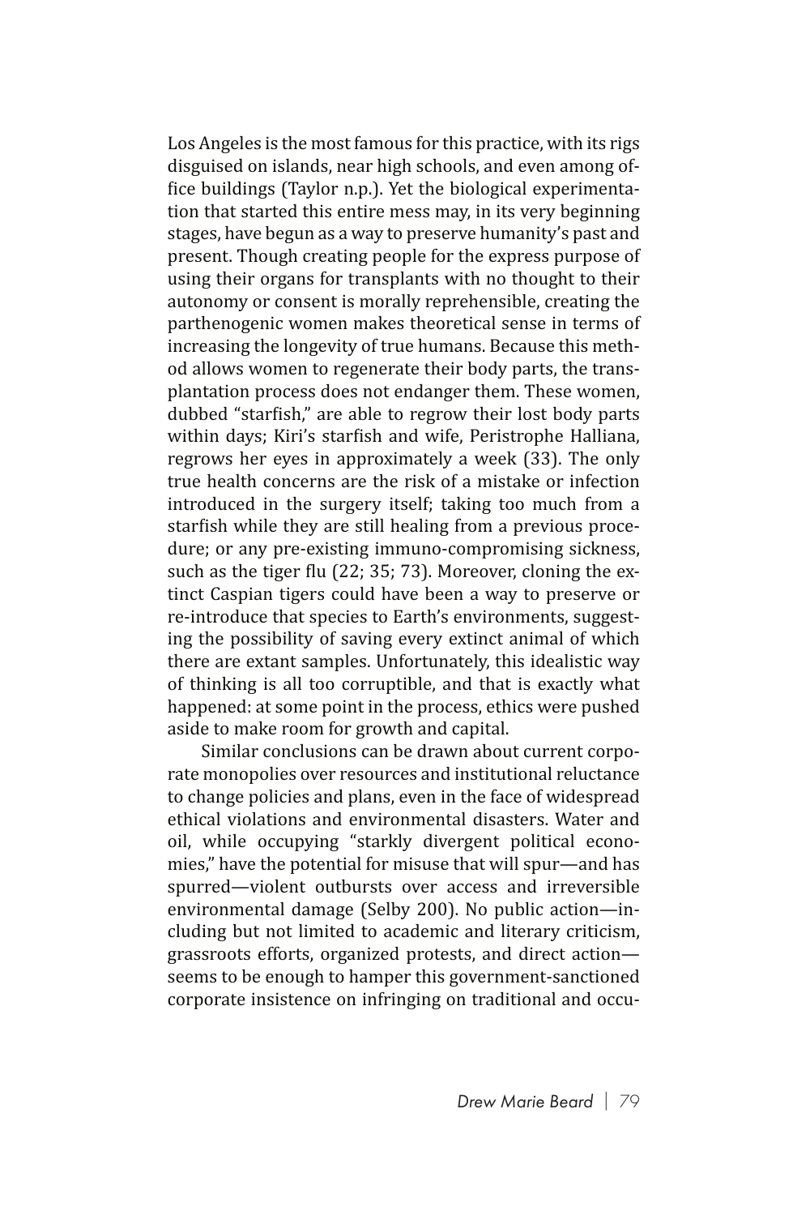Los Angeles is the most famous for this practice, with its rigs disguised on islands, near high schools, and even among office buildings (Taylor n.p.). Yet the biological experimentation that started this entire mess may, in its very beginning stages, have begun as a way to preserve humanity's past and present. Though creating people for the express purpose of using their organs for transplants with no thought to their autonomy or consent is morally reprehensible, creating the parthenogenic women makes theoretical sense in terms of increasing the longevity of true humans. Because this method allows women to regenerate their body parts, the transplantation process does not endanger them. These women, dubbed "starfish," are able to regrow their lost body parts within days; Kiri's starfish and wife, Peristrophe Halliana, regrows her eyes in approximately a week (33). The only true health concerns are the risk of a mistake or infection introduced in the surgery itself; taking too much from a starfish while they are still healing from a previous procedure; or any pre-existing immuno-compromising sickness, such as the tiger flu (22; 35; 73). Moreover, cloning the extinct Caspian tigers could have been a way to preserve or re-introduce that species to Earth's environments, suggesting the possibility of saving every extinct animal of which there are extant samples. Unfortunately, this idealistic way of thinking is all too corruptible, and that is exactly what happened: at some point in the process, ethics were pushed aside to make room for growth and capital.

Similar conclusions can be drawn about current corporate monopolies over resources and institutional reluctance to change policies and plans, even in the face of widespread ethical violations and environmental disasters. Water and oil, while occupying "starkly divergent political economies," have the potential for misuse that will spur—and has spurred—violent outbursts over access and irreversible environmental damage (Selby 200). No public action—including but not limited to academic and literary criticism, grassroots efforts, organized protests, and direct action—seems to be enough to hamper this government-sanctioned corporate insistence on infringing on traditional and occu-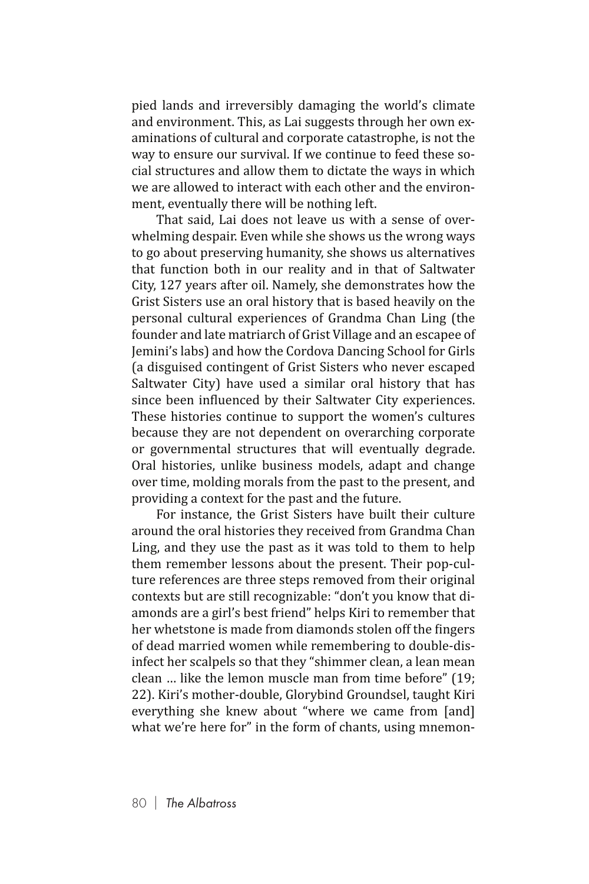pied lands and irreversibly damaging the world's climate and environment. This, as Lai suggests through her own examinations of cultural and corporate catastrophe, is not the way to ensure our survival. If we continue to feed these social structures and allow them to dictate the ways in which we are allowed to interact with each other and the environment, eventually there will be nothing left.

That said, Lai does not leave us with a sense of overwhelming despair. Even while she shows us the wrong ways to go about preserving humanity, she shows us alternatives that function both in our reality and in that of Saltwater City, 127 years after oil. Namely, she demonstrates how the Grist Sisters use an oral history that is based heavily on the personal cultural experiences of Grandma Chan Ling (the founder and late matriarch of Grist Village and an escapee of Jemini's labs) and how the Cordova Dancing School for Girls (a disguised contingent of Grist Sisters who never escaped Saltwater City) have used a similar oral history that has since been influenced by their Saltwater City experiences. These histories continue to support the women's cultures because they are not dependent on overarching corporate or governmental structures that will eventually degrade. Oral histories, unlike business models, adapt and change over time, molding morals from the past to the present, and providing a context for the past and the future.

For instance, the Grist Sisters have built their culture around the oral histories they received from Grandma Chan Ling, and they use the past as it was told to them to help them remember lessons about the present. Their pop-culture references are three steps removed from their original contexts but are still recognizable: "don't you know that diamonds are a girl's best friend" helps Kiri to remember that her whetstone is made from diamonds stolen off the fingers of dead married women while remembering to double-disinfect her scalpels so that they "shimmer clean, a lean mean clean … like the lemon muscle man from time before" (19; 22). Kiri's mother-double, Glorybind Groundsel, taught Kiri everything she knew about "where we came from [and] what we're here for" in the form of chants, using mnemon-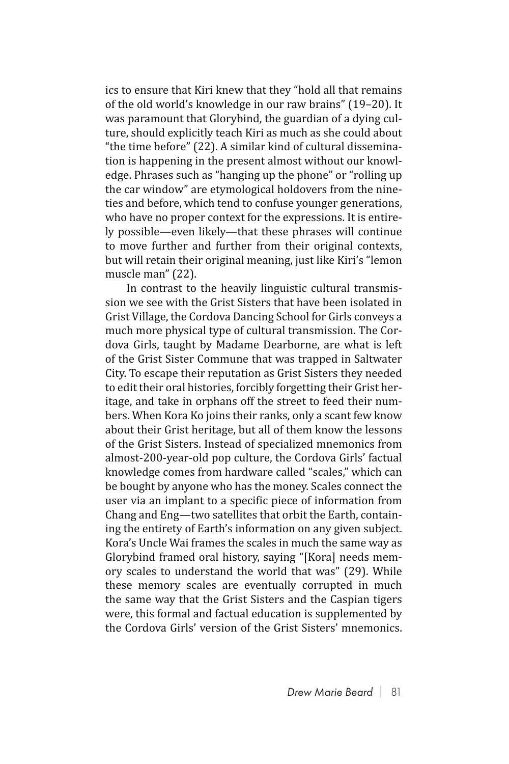ics to ensure that Kiri knew that they "hold all that remains of the old world's knowledge in our raw brains" (19–20). It was paramount that Glorybind, the guardian of a dying culture, should explicitly teach Kiri as much as she could about "the time before" (22). A similar kind of cultural dissemination is happening in the present almost without our knowledge. Phrases such as "hanging up the phone" or "rolling up the car window" are etymological holdovers from the nineties and before, which tend to confuse younger generations, who have no proper context for the expressions. It is entirely possible—even likely—that these phrases will continue to move further and further from their original contexts, but will retain their original meaning, just like Kiri's "lemon muscle man" (22).

In contrast to the heavily linguistic cultural transmission we see with the Grist Sisters that have been isolated in Grist Village, the Cordova Dancing School for Girls conveys a much more physical type of cultural transmission. The Cordova Girls, taught by Madame Dearborne, are what is left of the Grist Sister Commune that was trapped in Saltwater City. To escape their reputation as Grist Sisters they needed to edit their oral histories, forcibly forgetting their Grist heritage, and take in orphans off the street to feed their numbers. When Kora Ko joins their ranks, only a scant few know about their Grist heritage, but all of them know the lessons of the Grist Sisters. Instead of specialized mnemonics from almost-200-year-old pop culture, the Cordova Girls' factual knowledge comes from hardware called "scales," which can be bought by anyone who has the money. Scales connect the user via an implant to a specific piece of information from Chang and Eng—two satellites that orbit the Earth, containing the entirety of Earth's information on any given subject. Kora's Uncle Wai frames the scales in much the same way as Glorybind framed oral history, saying "[Kora] needs memory scales to understand the world that was" (29). While these memory scales are eventually corrupted in much the same way that the Grist Sisters and the Caspian tigers were, this formal and factual education is supplemented by the Cordova Girls' version of the Grist Sisters' mnemonics.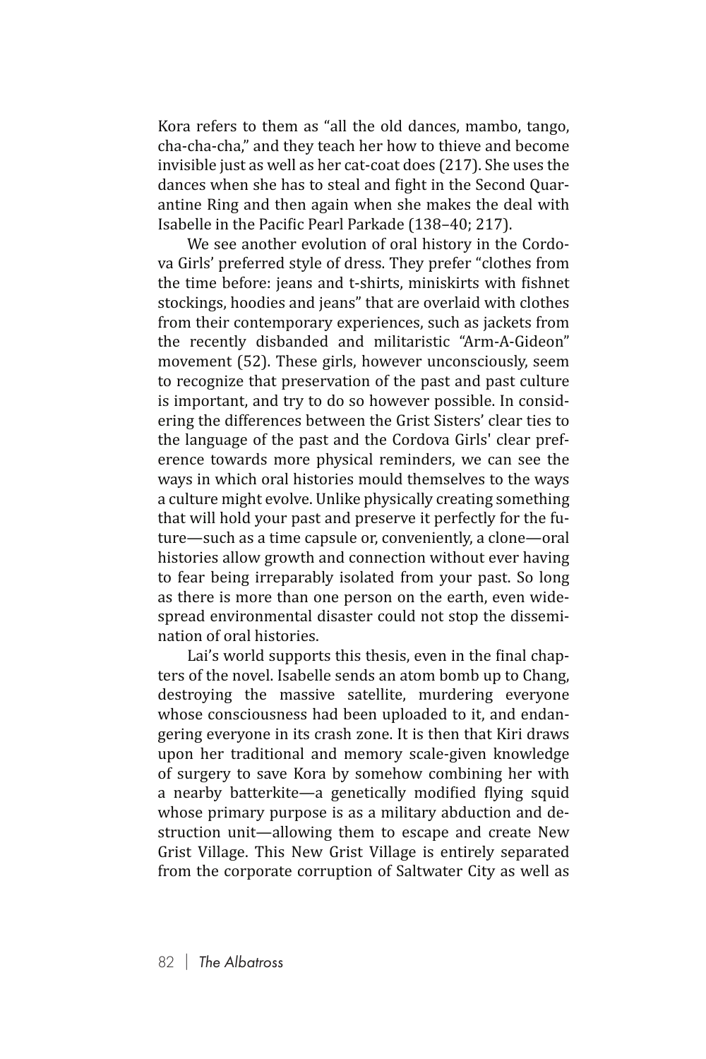Kora refers to them as "all the old dances, mambo, tango, cha-cha-cha," and they teach her how to thieve and become invisible just as well as her cat-coat does (217). She uses the dances when she has to steal and fight in the Second Quarantine Ring and then again when she makes the deal with Isabelle in the Pacific Pearl Parkade (138–40; 217).

We see another evolution of oral history in the Cordova Girls' preferred style of dress. They prefer "clothes from the time before: jeans and t-shirts, miniskirts with fishnet stockings, hoodies and jeans" that are overlaid with clothes from their contemporary experiences, such as jackets from the recently disbanded and militaristic "Arm-A-Gideon" movement (52). These girls, however unconsciously, seem to recognize that preservation of the past and past culture is important, and try to do so however possible. In considering the differences between the Grist Sisters' clear ties to the language of the past and the Cordova Girls' clear preference towards more physical reminders, we can see the ways in which oral histories mould themselves to the ways a culture might evolve. Unlike physically creating something that will hold your past and preserve it perfectly for the future—such as a time capsule or, conveniently, a clone—oral histories allow growth and connection without ever having to fear being irreparably isolated from your past. So long as there is more than one person on the earth, even widespread environmental disaster could not stop the dissemination of oral histories.

Lai's world supports this thesis, even in the final chapters of the novel. Isabelle sends an atom bomb up to Chang, destroying the massive satellite, murdering everyone whose consciousness had been uploaded to it, and endangering everyone in its crash zone. It is then that Kiri draws upon her traditional and memory scale-given knowledge of surgery to save Kora by somehow combining her with a nearby batterkite—a genetically modified flying squid whose primary purpose is as a military abduction and destruction unit—allowing them to escape and create New Grist Village. This New Grist Village is entirely separated from the corporate corruption of Saltwater City as well as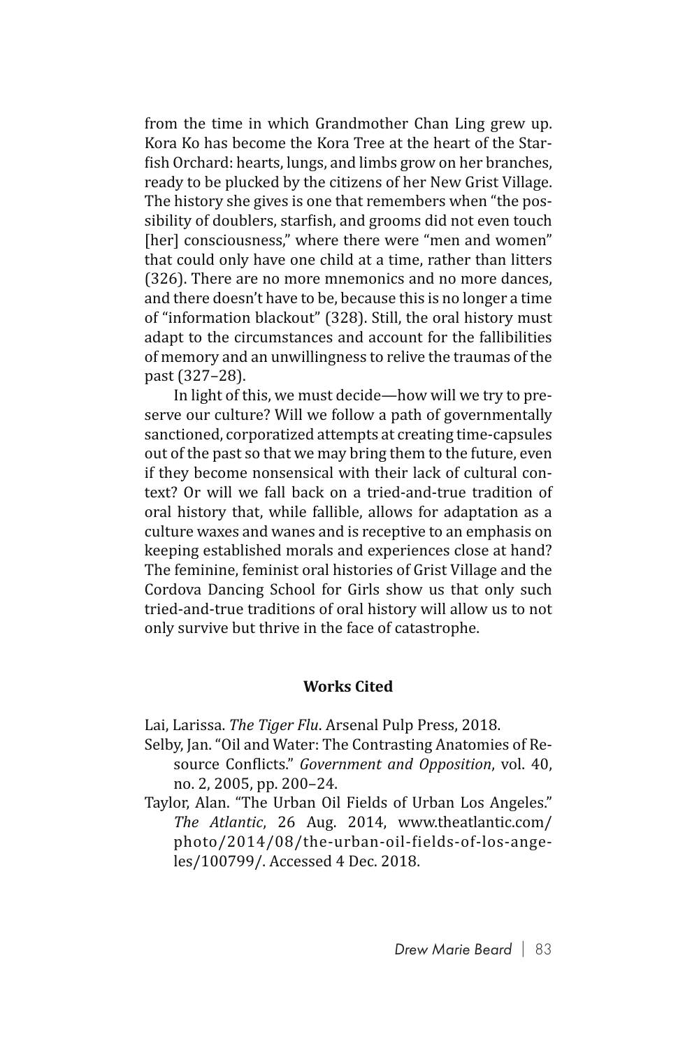from the time in which Grandmother Chan Ling grew up. Kora Ko has become the Kora Tree at the heart of the Starfish Orchard: hearts, lungs, and limbs grow on her branches, ready to be plucked by the citizens of her New Grist Village. The history she gives is one that remembers when "the possibility of doublers, starfish, and grooms did not even touch [her] consciousness," where there were "men and women" that could only have one child at a time, rather than litters (326). There are no more mnemonics and no more dances, and there doesn't have to be, because this is no longer a time of "information blackout" (328). Still, the oral history must adapt to the circumstances and account for the fallibilities of memory and an unwillingness to relive the traumas of the past (327–28).

In light of this, we must decide—how will we try to preserve our culture? Will we follow a path of governmentally sanctioned, corporatized attempts at creating time-capsules out of the past so that we may bring them to the future, even if they become nonsensical with their lack of cultural context? Or will we fall back on a tried-and-true tradition of oral history that, while fallible, allows for adaptation as a culture waxes and wanes and is receptive to an emphasis on keeping established morals and experiences close at hand? The feminine, feminist oral histories of Grist Village and the Cordova Dancing School for Girls show us that only such tried-and-true traditions of oral history will allow us to not only survive but thrive in the face of catastrophe.

## Works Cited

Lai, Larissa. *The Tiger Flu*. Arsenal Pulp Press, 2018.

Selby, Jan. "Oil and Water: The Contrasting Anatomies of Resource Conflicts." *Government and Opposition*, vol. 40, no. 2, 2005, pp. 200–24.

Taylor, Alan. "The Urban Oil Fields of Urban Los Angeles." *The Atlantic*, 26 Aug. 2014, www.theatlantic.com/photo/2014/08/the-urban-oil-fields-of-los-angeles/100799/. Accessed 4 Dec. 2018.